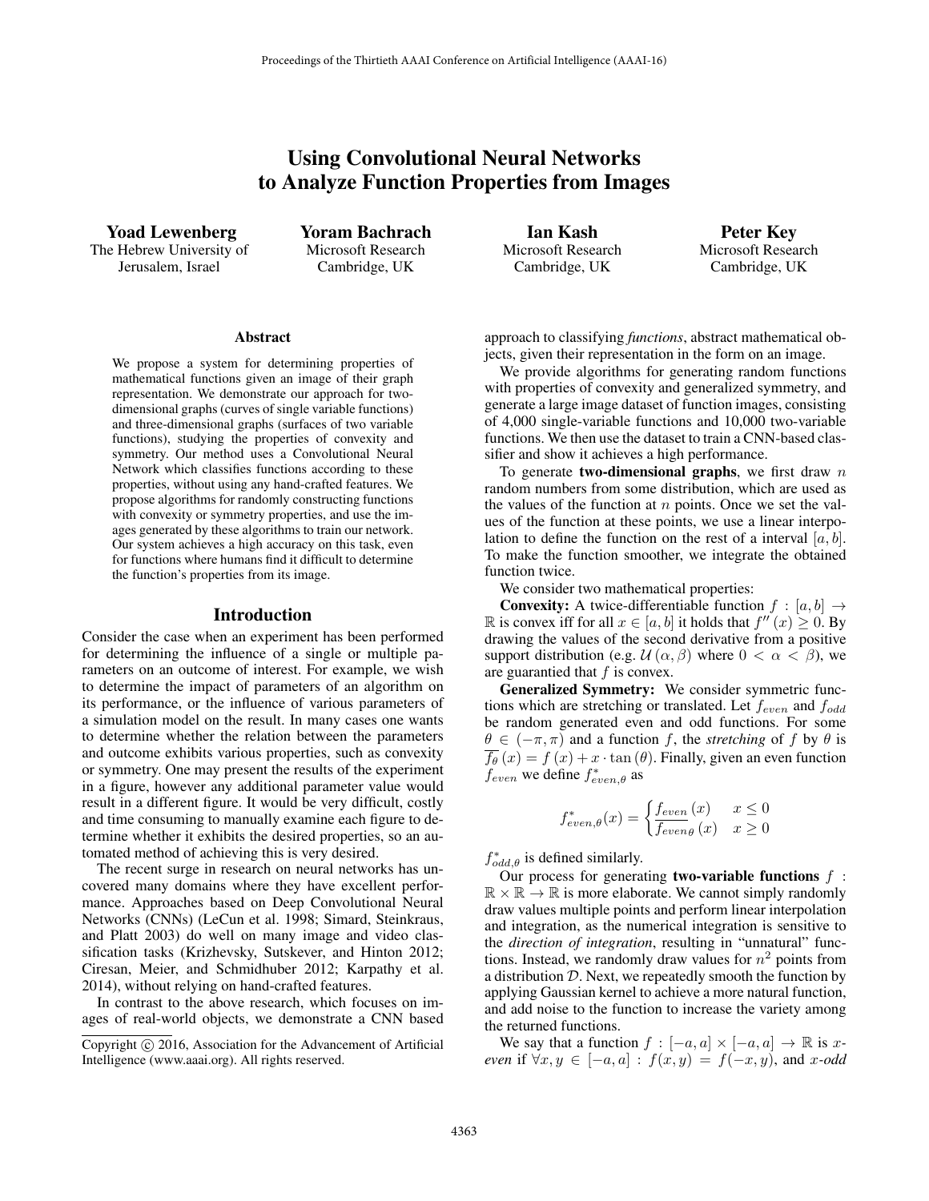# Using Convolutional Neural Networks to Analyze Function Properties from Images

**Yoad Lewenberg**
The Hebrew University of Jerusalem, Israel

**Yoram Bachrach**
Microsoft Research Cambridge, UK

**Ian Kash**
Microsoft Research Cambridge, UK

**Peter Key**
Microsoft Research Cambridge, UK

### Abstract

We propose a system for determining properties of mathematical functions given an image of their graph representation. We demonstrate our approach for two-dimensional graphs (curves of single variable functions) and three-dimensional graphs (surfaces of two variable functions), studying the properties of convexity and symmetry. Our method uses a Convolutional Neural Network which classifies functions according to these properties, without using any hand-crafted features. We propose algorithms for randomly constructing functions with convexity or symmetry properties, and use the images generated by these algorithms to train our network. Our system achieves a high accuracy on this task, even for functions where humans find it difficult to determine the function's properties from its image.

## Introduction

Consider the case when an experiment has been performed for determining the influence of a single or multiple parameters on an outcome of interest. For example, we wish to determine the impact of parameters of an algorithm on its performance, or the influence of various parameters of a simulation model on the result. In many cases one wants to determine whether the relation between the parameters and outcome exhibits various properties, such as convexity or symmetry. One may present the results of the experiment in a figure, however any additional parameter value would result in a different figure. It would be very difficult, costly and time consuming to manually examine each figure to determine whether it exhibits the desired properties, so an automated method of achieving this is very desired.

The recent surge in research on neural networks has uncovered many domains where they have excellent performance. Approaches based on Deep Convolutional Neural Networks (CNNs) (LeCun et al. 1998; Simard, Steinkraus, and Platt 2003) do well on many image and video classification tasks (Krizhevsky, Sutskever, and Hinton 2012; Ciresan, Meier, and Schmidhuber 2012; Karpathy et al. 2014), without relying on hand-crafted features.

In contrast to the above research, which focuses on images of real-world objects, we demonstrate a CNN based approach to classifying *functions*, abstract mathematical objects, given their representation in the form on an image.

We provide algorithms for generating random functions with properties of convexity and generalized symmetry, and generate a large image dataset of function images, consisting of 4,000 single-variable functions and 10,000 two-variable functions. We then use the dataset to train a CNN-based classifier and show it achieves a high performance.

To generate **two-dimensional graphs**, we first draw $n$ random numbers from some distribution, which are used as the values of the function at $n$ points. Once we set the values of the function at these points, we use a linear interpolation to define the function on the rest of a interval $[a, b]$. To make the function smoother, we integrate the obtained function twice.

We consider two mathematical properties:

**Convexity:** A twice-differentiable function $f : [a, b] \rightarrow \mathbb{R}$ is convex iff for all $x \in [a, b]$ it holds that $f''(x) \geq 0$. By drawing the values of the second derivative from a positive support distribution (e.g. $\mathcal{U}(\alpha, \beta)$ where $0 < \alpha < \beta$), we are guarantied that $f$ is convex.

**Generalized Symmetry:** We consider symmetric functions which are stretching or translated. Let $f_{even}$ and $f_{odd}$ be random generated even and odd functions. For some $\theta \in (-\pi, \pi)$ and a function $f$, the *stretching* of $f$ by $\theta$ is $\overline{f_\theta}(x) = f(x) + x \cdot \tan(\theta)$. Finally, given an even function $f_{even}$ we define $f^*_{even,\theta}$ as

$$f^*_{even,\theta}(x) = \begin{cases} f_{even}(x) & x \leq 0 \\ \overline{f_{even}}_\theta(x) & x \geq 0 \end{cases}$$

$f^*_{odd,\theta}$ is defined similarly.

Our process for generating **two-variable functions** $f : \mathbb{R} \times \mathbb{R} \rightarrow \mathbb{R}$ is more elaborate. We cannot simply randomly draw values multiple points and perform linear interpolation and integration, as the numerical integration is sensitive to the *direction of integration*, resulting in "unnatural" functions. Instead, we randomly draw values for $n^2$ points from a distribution $\mathcal{D}$. Next, we repeatedly smooth the function by applying Gaussian kernel to achieve a more natural function, and add noise to the function to increase the variety among the returned functions.

We say that a function $f : [-a, a] \times [-a, a] \rightarrow \mathbb{R}$ is *x-even* if $\forall x, y \in [-a, a] : f(x, y) = f(-x, y)$, and *x-odd*

Copyright © 2016, Association for the Advancement of Artificial Intelligence (www.aaai.org). All rights reserved.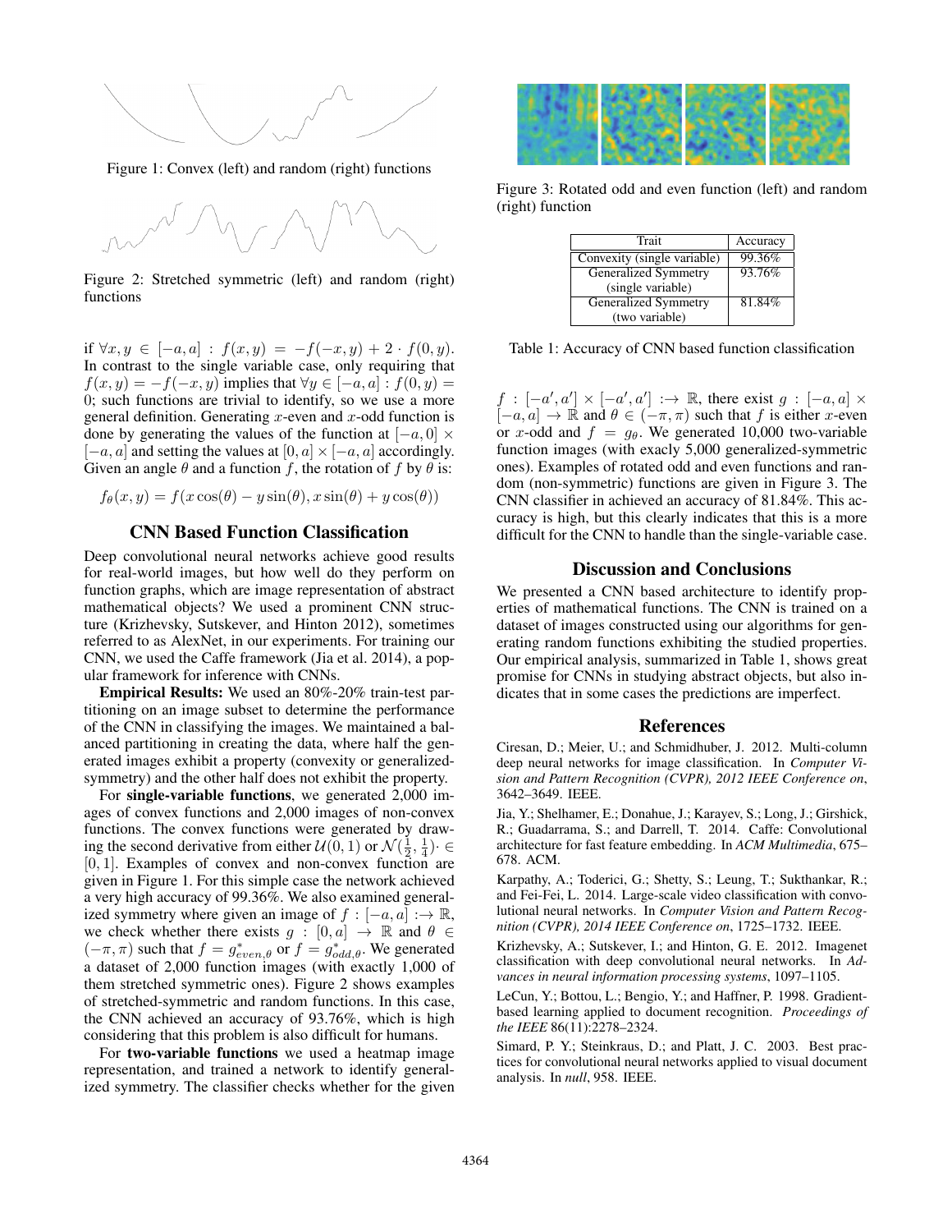Figure 1: Convex (left) and random (right) functions

Figure 2: Stretched symmetric (left) and random (right) functions

if $\forall x, y \in [-a, a] : f(x, y) = -f(-x, y) + 2 \cdot f(0, y)$. In contrast to the single variable case, only requiring that $f(x, y) = -f(-x, y)$ implies that $\forall y \in [-a, a] : f(0, y) = 0$; such functions are trivial to identify, so we use a more general definition. Generating $x$-even and $x$-odd function is done by generating the values of the function at $[-a, 0] \times [-a, a]$ and setting the values at $[0, a] \times [-a, a]$ accordingly. Given an angle $\theta$ and a function $f$, the rotation of $f$ by $\theta$ is:

$$f_\theta(x, y) = f(x\cos(\theta) - y\sin(\theta), x\sin(\theta) + y\cos(\theta))$$

## CNN Based Function Classification

Deep convolutional neural networks achieve good results for real-world images, but how well do they perform on function graphs, which are image representation of abstract mathematical objects? We used a prominent CNN structure (Krizhevsky, Sutskever, and Hinton 2012), sometimes referred to as AlexNet, in our experiments. For training our CNN, we used the Caffe framework (Jia et al. 2014), a popular framework for inference with CNNs.

**Empirical Results:** We used an 80%-20% train-test partitioning on an image subset to determine the performance of the CNN in classifying the images. We maintained a balanced partitioning in creating the data, where half the generated images exhibit a property (convexity or generalized-symmetry) and the other half does not exhibit the property.

For **single-variable functions**, we generated 2,000 images of convex functions and 2,000 images of non-convex functions. The convex functions were generated by drawing the second derivative from either $\mathcal{U}(0, 1)$ or $\mathcal{N}(\frac{1}{2}, \frac{1}{4}) \cdot \in [0, 1]$. Examples of convex and non-convex function are given in Figure 1. For this simple case the network achieved a very high accuracy of 99.36%. We also examined generalized symmetry where given an image of $f : [-a, a] :\to \mathbb{R}$, we check whether there exists $g : [0, a] \to \mathbb{R}$ and $\theta \in (-\pi, \pi)$ such that $f = g^*_{even,\theta}$ or $f = g^*_{odd,\theta}$. We generated a dataset of 2,000 function images (with exactly 1,000 of them stretched symmetric ones). Figure 2 shows examples of stretched-symmetric and random functions. In this case, the CNN achieved an accuracy of 93.76%, which is high considering that this problem is also difficult for humans.

For **two-variable functions** we used a heatmap image representation, and trained a network to identify generalized symmetry. The classifier checks whether for the given $f : [-a', a'] \times [-a', a'] :\to \mathbb{R}$, there exist $g : [-a, a] \times [-a, a] \to \mathbb{R}$ and $\theta \in (-\pi, \pi)$ such that $f$ is either $x$-even or $x$-odd and $f = g_\theta$. We generated 10,000 two-variable function images (with exacly 5,000 generalized-symmetric ones). Examples of rotated odd and even functions and random (non-symmetric) functions are given in Figure 3. The CNN classifier in achieved an accuracy of 81.84%. This accuracy is high, but this clearly indicates that this is a more difficult for the CNN to handle than the single-variable case.

Figure 3: Rotated odd and even function (left) and random (right) function

| Trait | Accuracy |
|---|---|
| Convexity (single variable) | 99.36% |
| Generalized Symmetry (single variable) | 93.76% |
| Generalized Symmetry (two variable) | 81.84% |

Table 1: Accuracy of CNN based function classification

## Discussion and Conclusions

We presented a CNN based architecture to identify properties of mathematical functions. The CNN is trained on a dataset of images constructed using our algorithms for generating random functions exhibiting the studied properties. Our empirical analysis, summarized in Table 1, shows great promise for CNNs in studying abstract objects, but also indicates that in some cases the predictions are imperfect.

## References

Ciresan, D.; Meier, U.; and Schmidhuber, J. 2012. Multi-column deep neural networks for image classification. In *Computer Vision and Pattern Recognition (CVPR), 2012 IEEE Conference on*, 3642–3649. IEEE.

Jia, Y.; Shelhamer, E.; Donahue, J.; Karayev, S.; Long, J.; Girshick, R.; Guadarrama, S.; and Darrell, T. 2014. Caffe: Convolutional architecture for fast feature embedding. In *ACM Multimedia*, 675–678. ACM.

Karpathy, A.; Toderici, G.; Shetty, S.; Leung, T.; Sukthankar, R.; and Fei-Fei, L. 2014. Large-scale video classification with convolutional neural networks. In *Computer Vision and Pattern Recognition (CVPR), 2014 IEEE Conference on*, 1725–1732. IEEE.

Krizhevsky, A.; Sutskever, I.; and Hinton, G. E. 2012. Imagenet classification with deep convolutional neural networks. In *Advances in neural information processing systems*, 1097–1105.

LeCun, Y.; Bottou, L.; Bengio, Y.; and Haffner, P. 1998. Gradient-based learning applied to document recognition. *Proceedings of the IEEE* 86(11):2278–2324.

Simard, P. Y.; Steinkraus, D.; and Platt, J. C. 2003. Best practices for convolutional neural networks applied to visual document analysis. In *null*, 958. IEEE.